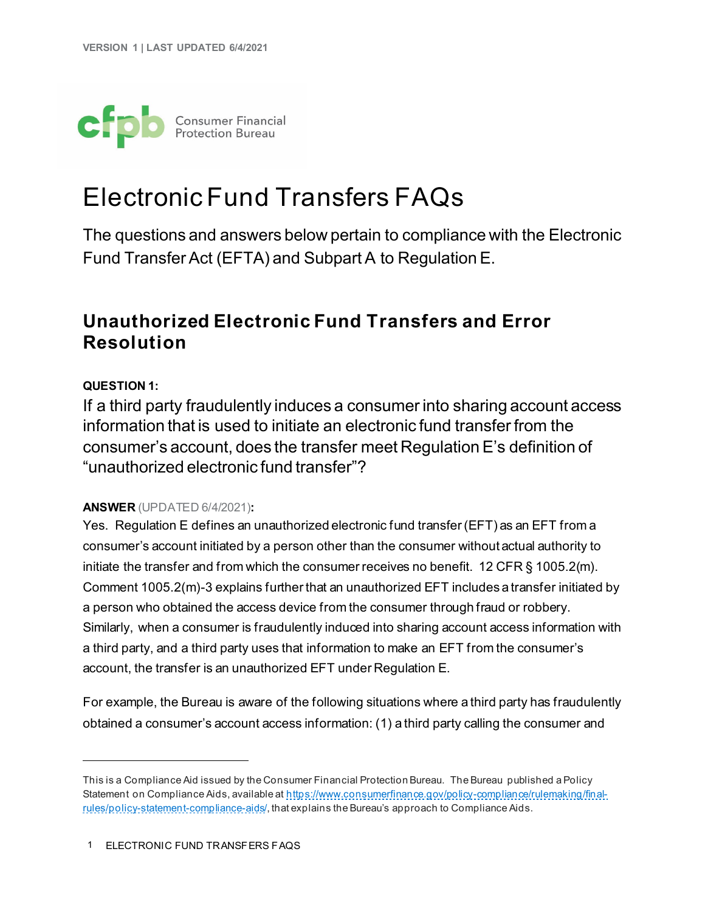VERSION 1 | LAST UPDATED 6/4/2021

# Electronic Fund Transfers FAQs

The questions and answers below pertain to compliance with the Electronic Fund Transfer Act (EFTA) and Subpart A to Regulation E.

## Unauthorized Electronic Fund Transfers and Error Resolution

**QUESTION 1:**

If a third party fraudulently induces a consumer into sharing account access information that is used to initiate an electronic fund transfer from the consumer's account, does the transfer meet Regulation E's definition of "unauthorized electronic fund transfer"?

**ANSWER** (UPDATED 6/4/2021)**:**

Yes. Regulation E defines an unauthorized electronic fund transfer (EFT) as an EFT from a consumer's account initiated by a person other than the consumer without actual authority to initiate the transfer and from which the consumer receives no benefit. 12 CFR § 1005.2(m). Comment 1005.2(m)-3 explains further that an unauthorized EFT includes a transfer initiated by a person who obtained the access device from the consumer through fraud or robbery. Similarly, when a consumer is fraudulently induced into sharing account access information with a third party, and a third party uses that information to make an EFT from the consumer's account, the transfer is an unauthorized EFT under Regulation E.

For example, the Bureau is aware of the following situations where a third party has fraudulently obtained a consumer's account access information: (1) a third party calling the consumer and

---

This is a Compliance Aid issued by the Consumer Financial Protection Bureau. The Bureau published a Policy Statement on Compliance Aids, available at https://www.consumerfinance.gov/policy-compliance/rulemaking/final-rules/policy-statement-compliance-aids/, that explains the Bureau's approach to Compliance Aids.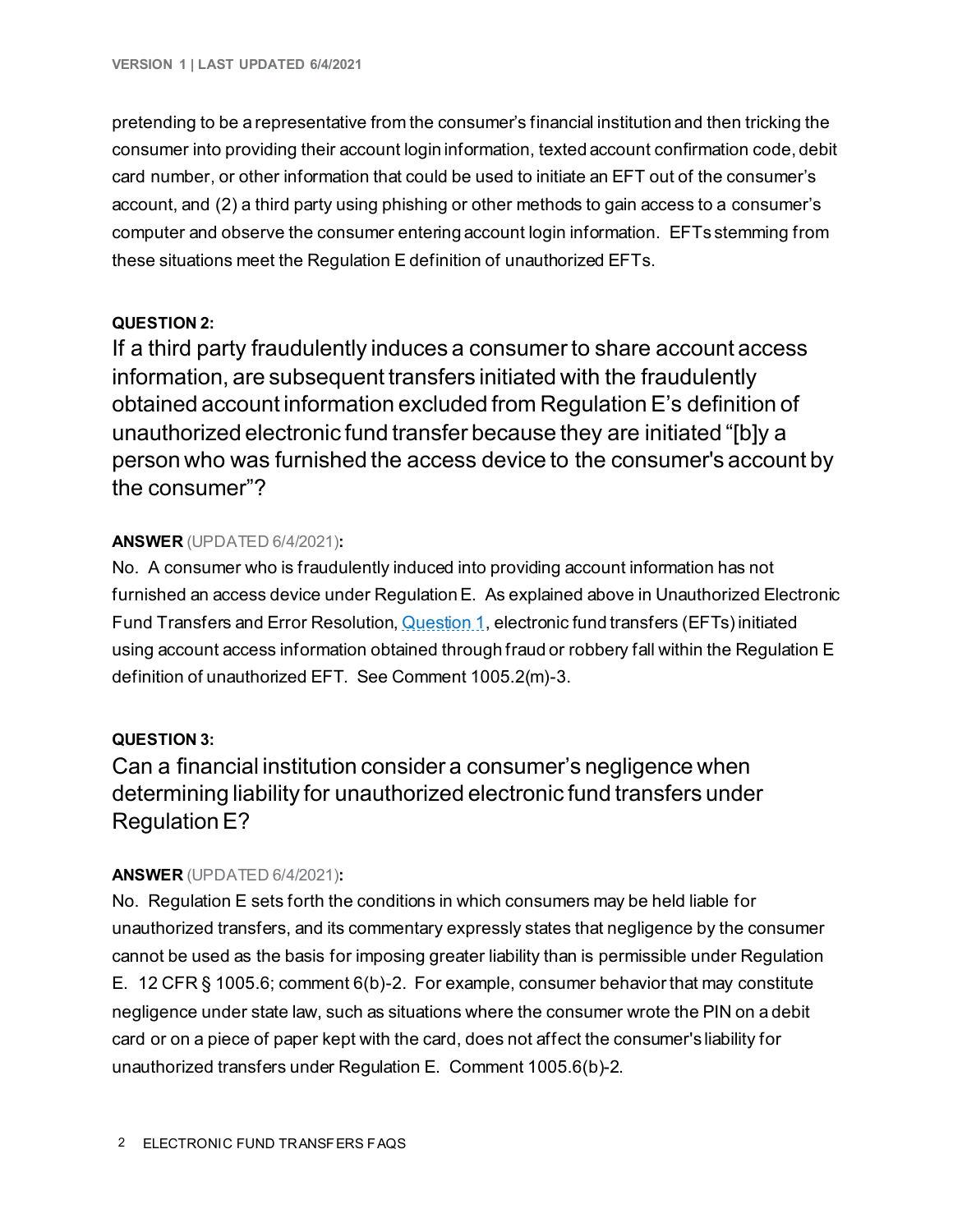pretending to be a representative from the consumer's financial institution and then tricking the consumer into providing their account login information, texted account confirmation code, debit card number, or other information that could be used to initiate an EFT out of the consumer's account, and (2) a third party using phishing or other methods to gain access to a consumer's computer and observe the consumer entering account login information. EFTs stemming from these situations meet the Regulation E definition of unauthorized EFTs.

#### QUESTION 2:

## If a third party fraudulently induces a consumer to share account access information, are subsequent transfers initiated with the fraudulently obtained account information excluded from Regulation E's definition of unauthorized electronic fund transfer because they are initiated "[b]y a person who was furnished the access device to the consumer's account by the consumer"?

**ANSWER** (UPDATED 6/4/2021)**:**

No. A consumer who is fraudulently induced into providing account information has not furnished an access device under Regulation E. As explained above in Unauthorized Electronic Fund Transfers and Error Resolution, Question 1, electronic fund transfers (EFTs) initiated using account access information obtained through fraud or robbery fall within the Regulation E definition of unauthorized EFT. See Comment 1005.2(m)-3.

#### QUESTION 3:

## Can a financial institution consider a consumer's negligence when determining liability for unauthorized electronic fund transfers under Regulation E?

**ANSWER** (UPDATED 6/4/2021)**:**

No. Regulation E sets forth the conditions in which consumers may be held liable for unauthorized transfers, and its commentary expressly states that negligence by the consumer cannot be used as the basis for imposing greater liability than is permissible under Regulation E. 12 CFR § 1005.6; comment 6(b)-2. For example, consumer behavior that may constitute negligence under state law, such as situations where the consumer wrote the PIN on a debit card or on a piece of paper kept with the card, does not affect the consumer's liability for unauthorized transfers under Regulation E. Comment 1005.6(b)-2.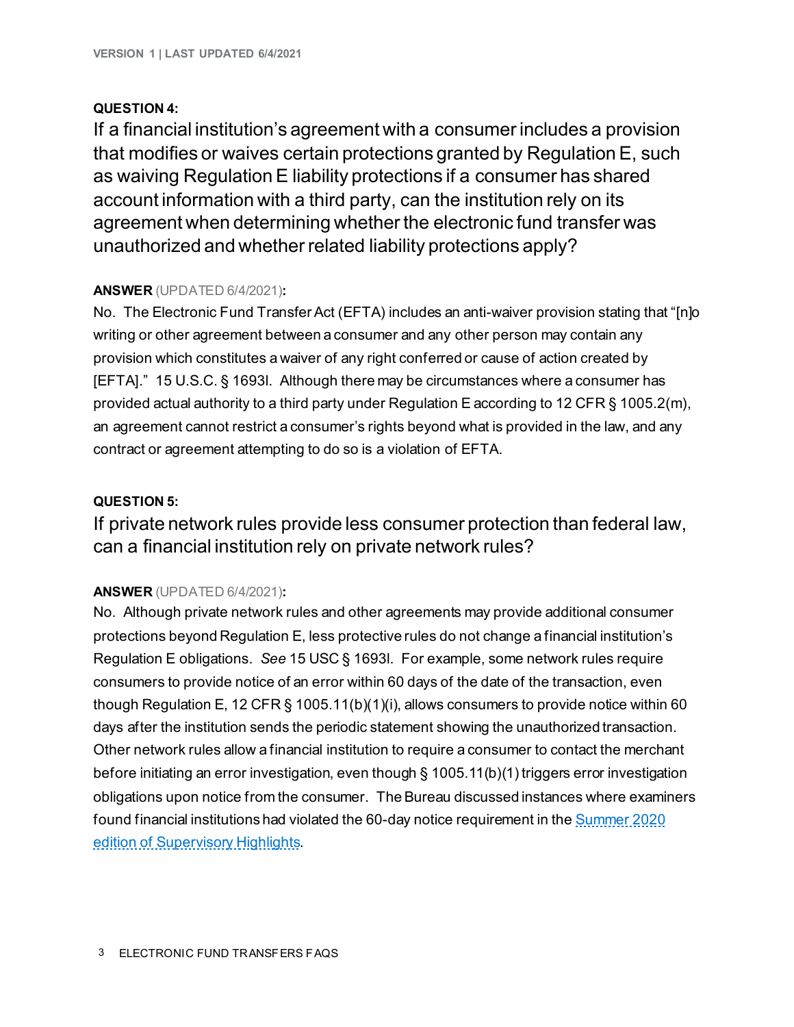**QUESTION 4:**

## If a financial institution's agreement with a consumer includes a provision that modifies or waives certain protections granted by Regulation E, such as waiving Regulation E liability protections if a consumer has shared account information with a third party, can the institution rely on its agreement when determining whether the electronic fund transfer was unauthorized and whether related liability protections apply?

**ANSWER** (UPDATED 6/4/2021)**:**

No. The Electronic Fund Transfer Act (EFTA) includes an anti-waiver provision stating that "[n]o writing or other agreement between a consumer and any other person may contain any provision which constitutes a waiver of any right conferred or cause of action created by [EFTA]." 15 U.S.C. § 1693l. Although there may be circumstances where a consumer has provided actual authority to a third party under Regulation E according to 12 CFR § 1005.2(m), an agreement cannot restrict a consumer's rights beyond what is provided in the law, and any contract or agreement attempting to do so is a violation of EFTA.

**QUESTION 5:**

## If private network rules provide less consumer protection than federal law, can a financial institution rely on private network rules?

**ANSWER** (UPDATED 6/4/2021)**:**

No. Although private network rules and other agreements may provide additional consumer protections beyond Regulation E, less protective rules do not change a financial institution's Regulation E obligations. *See* 15 USC § 1693l. For example, some network rules require consumers to provide notice of an error within 60 days of the date of the transaction, even though Regulation E, 12 CFR § 1005.11(b)(1)(i), allows consumers to provide notice within 60 days after the institution sends the periodic statement showing the unauthorized transaction. Other network rules allow a financial institution to require a consumer to contact the merchant before initiating an error investigation, even though § 1005.11(b)(1) triggers error investigation obligations upon notice from the consumer. The Bureau discussed instances where examiners found financial institutions had violated the 60-day notice requirement in the Summer 2020 edition of Supervisory Highlights.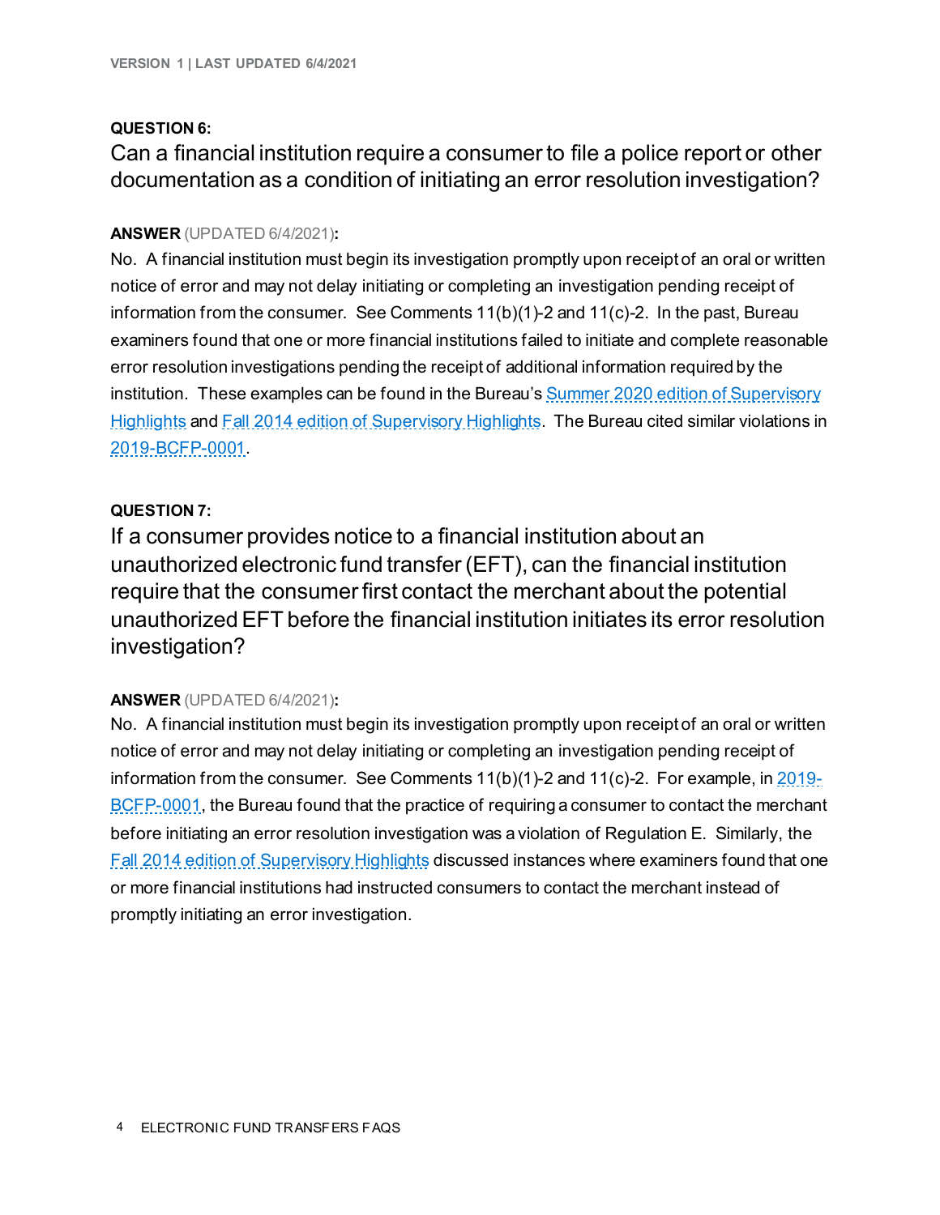**QUESTION 6:**

## Can a financial institution require a consumer to file a police report or other documentation as a condition of initiating an error resolution investigation?

**ANSWER** (UPDATED 6/4/2021)**:**

No. A financial institution must begin its investigation promptly upon receipt of an oral or written notice of error and may not delay initiating or completing an investigation pending receipt of information from the consumer. See Comments 11(b)(1)-2 and 11(c)-2. In the past, Bureau examiners found that one or more financial institutions failed to initiate and complete reasonable error resolution investigations pending the receipt of additional information required by the institution. These examples can be found in the Bureau's Summer 2020 edition of Supervisory Highlights and Fall 2014 edition of Supervisory Highlights. The Bureau cited similar violations in 2019-BCFP-0001.

**QUESTION 7:**

## If a consumer provides notice to a financial institution about an unauthorized electronic fund transfer (EFT), can the financial institution require that the consumer first contact the merchant about the potential unauthorized EFT before the financial institution initiates its error resolution investigation?

**ANSWER** (UPDATED 6/4/2021)**:**

No. A financial institution must begin its investigation promptly upon receipt of an oral or written notice of error and may not delay initiating or completing an investigation pending receipt of information from the consumer. See Comments 11(b)(1)-2 and 11(c)-2. For example, in 2019-BCFP-0001, the Bureau found that the practice of requiring a consumer to contact the merchant before initiating an error resolution investigation was a violation of Regulation E. Similarly, the Fall 2014 edition of Supervisory Highlights discussed instances where examiners found that one or more financial institutions had instructed consumers to contact the merchant instead of promptly initiating an error investigation.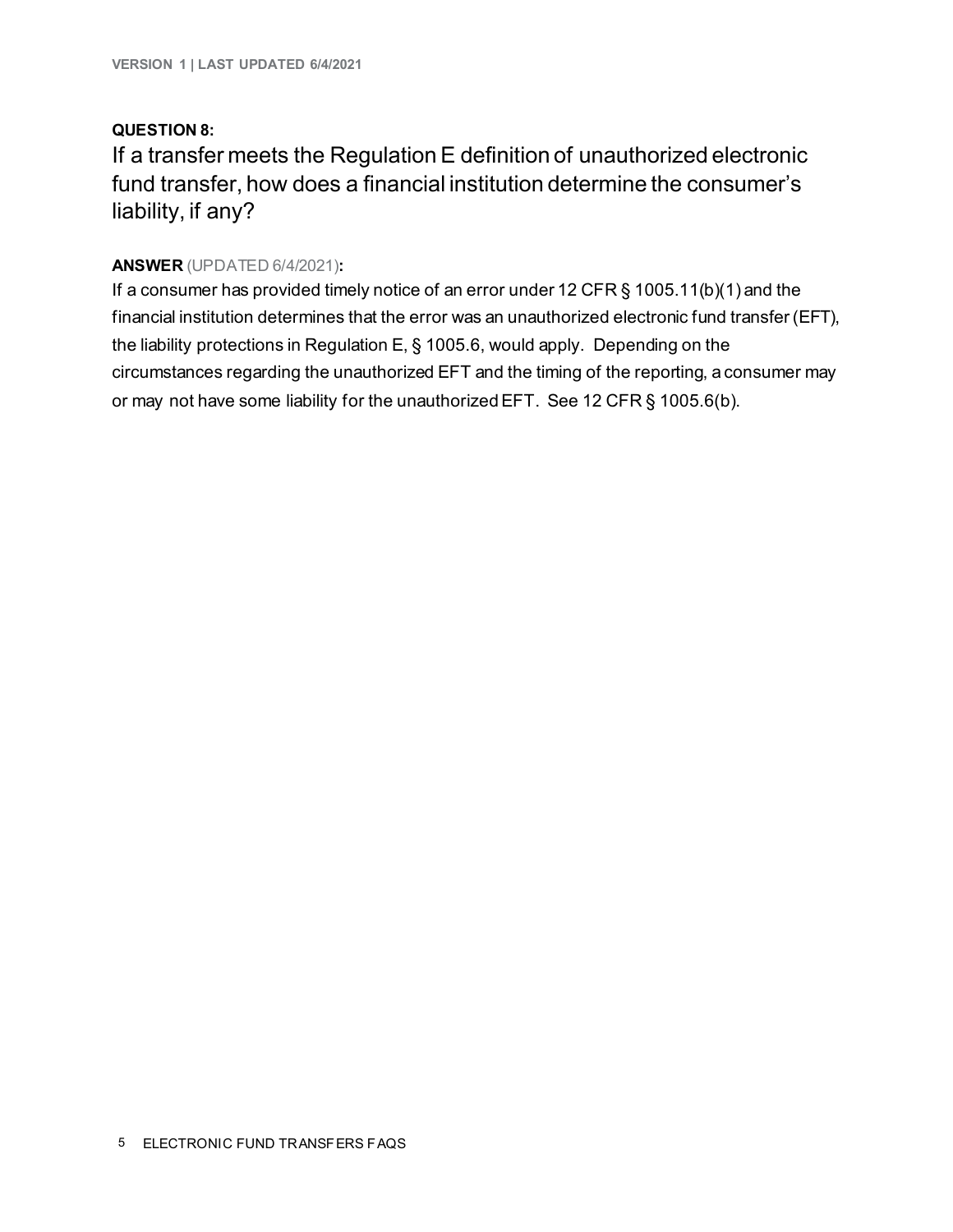**QUESTION 8:**

## If a transfer meets the Regulation E definition of unauthorized electronic fund transfer, how does a financial institution determine the consumer's liability, if any?

**ANSWER** (UPDATED 6/4/2021)**:**

If a consumer has provided timely notice of an error under 12 CFR § 1005.11(b)(1) and the financial institution determines that the error was an unauthorized electronic fund transfer (EFT), the liability protections in Regulation E, § 1005.6, would apply. Depending on the circumstances regarding the unauthorized EFT and the timing of the reporting, a consumer may or may not have some liability for the unauthorized EFT. See 12 CFR § 1005.6(b).